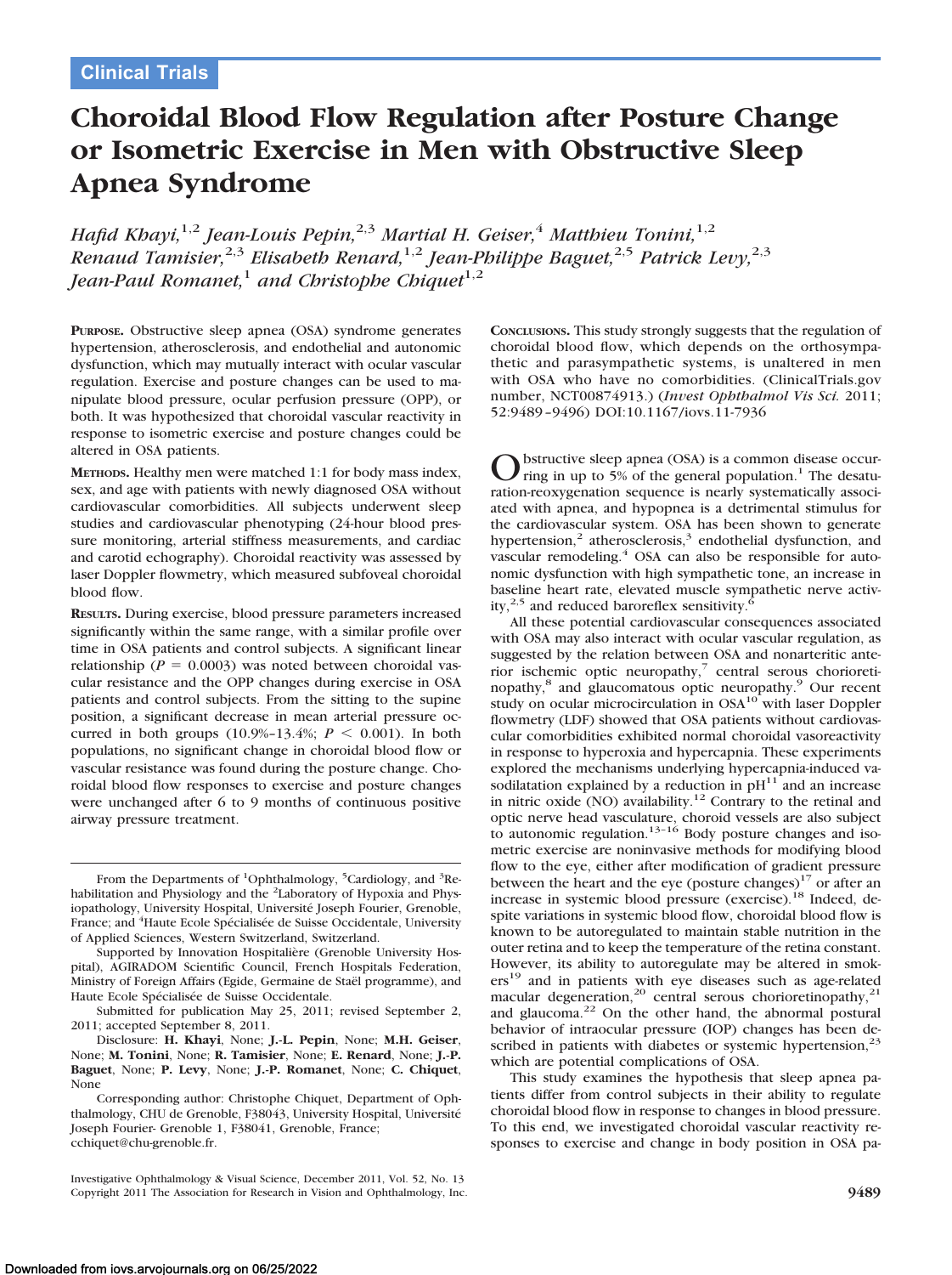Clinical Trials

# Choroidal Blood Flow Regulation after Posture Change or Isometric Exercise in Men with Obstructive Sleep Apnea Syndrome

*Hafid Khayi,[1,2] Jean-Louis Pepin,[2,3] Martial H. Geiser,[4] Matthieu Tonini,[1,2] Renaud Tamisier,[2,3] Elisabeth Renard,[1,2] Jean-Philippe Baguet,[2,5] Patrick Levy,[2,3] Jean-Paul Romanet,[1] and Christophe Chiquet[1,2]*

**Purpose.** Obstructive sleep apnea (OSA) syndrome generates hypertension, atherosclerosis, and endothelial and autonomic dysfunction, which may mutually interact with ocular vascular regulation. Exercise and posture changes can be used to manipulate blood pressure, ocular perfusion pressure (OPP), or both. It was hypothesized that choroidal vascular reactivity in response to isometric exercise and posture changes could be altered in OSA patients.

**Methods.** Healthy men were matched 1:1 for body mass index, sex, and age with patients with newly diagnosed OSA without cardiovascular comorbidities. All subjects underwent sleep studies and cardiovascular phenotyping (24-hour blood pressure monitoring, arterial stiffness measurements, and cardiac and carotid echography). Choroidal reactivity was assessed by laser Doppler flowmetry, which measured subfoveal choroidal blood flow.

**Results.** During exercise, blood pressure parameters increased significantly within the same range, with a similar profile over time in OSA patients and control subjects. A significant linear relationship ($P = 0.0003$) was noted between choroidal vascular resistance and the OPP changes during exercise in OSA patients and control subjects. From the sitting to the supine position, a significant decrease in mean arterial pressure occurred in both groups (10.9%–13.4%; $P < 0.001$). In both populations, no significant change in choroidal blood flow or vascular resistance was found during the posture change. Choroidal blood flow responses to exercise and posture changes were unchanged after 6 to 9 months of continuous positive airway pressure treatment.

**Conclusions.** This study strongly suggests that the regulation of choroidal blood flow, which depends on the orthosympathetic and parasympathetic systems, is unaltered in men with OSA who have no comorbidities. (ClinicalTrials.gov number, NCT00874913.) (*Invest Ophthalmol Vis Sci.* 2011;52:9489–9496) DOI:10.1167/iovs.11-7936

From the Departments of [1]Ophthalmology, [5]Cardiology, and [3]Rehabilitation and Physiology and the [2]Laboratory of Hypoxia and Physiopathology, University Hospital, Université Joseph Fourier, Grenoble, France; and [4]Haute Ecole Spécialisée de Suisse Occidentale, University of Applied Sciences, Western Switzerland, Switzerland.

Supported by Innovation Hospitalière (Grenoble University Hospital), AGIRADOM Scientific Council, French Hospitals Federation, Ministry of Foreign Affairs (Egide, Germaine de Staël programme), and Haute Ecole Spécialisée de Suisse Occidentale.

Submitted for publication May 25, 2011; revised September 2, 2011; accepted September 8, 2011.

Disclosure: **H. Khayi**, None; **J.-L. Pepin**, None; **M.H. Geiser**, None; **M. Tonini**, None; **R. Tamisier**, None; **E. Renard**, None; **J.-P. Baguet**, None; **P. Levy**, None; **J.-P. Romanet**, None; **C. Chiquet**, None

Corresponding author: Christophe Chiquet, Department of Ophthalmology, CHU de Grenoble, F38043, University Hospital, Université Joseph Fourier- Grenoble 1, F38041, Grenoble, France; cchiquet@chu-grenoble.fr.

Obstructive sleep apnea (OSA) is a common disease occurring in up to 5% of the general population.[1] The desaturation-reoxygenation sequence is nearly systematically associated with apnea, and hypopnea is a detrimental stimulus for the cardiovascular system. OSA has been shown to generate hypertension,[2] atherosclerosis,[3] endothelial dysfunction, and vascular remodeling.[4] OSA can also be responsible for autonomic dysfunction with high sympathetic tone, an increase in baseline heart rate, elevated muscle sympathetic nerve activity,[2,5] and reduced baroreflex sensitivity.[6]

All these potential cardiovascular consequences associated with OSA may also interact with ocular vascular regulation, as suggested by the relation between OSA and nonarteritic anterior ischemic optic neuropathy,[7] central serous chorioretinopathy,[8] and glaucomatous optic neuropathy.[9] Our recent study on ocular microcirculation in OSA[10] with laser Doppler flowmetry (LDF) showed that OSA patients without cardiovascular comorbidities exhibited normal choroidal vasoreactivity in response to hyperoxia and hypercapnia. These experiments explored the mechanisms underlying hypercapnia-induced vasodilatation explained by a reduction in pH[11] and an increase in nitric oxide (NO) availability.[12] Contrary to the retinal and optic nerve head vasculature, choroid vessels are also subject to autonomic regulation.[13–16] Body posture changes and isometric exercise are noninvasive methods for modifying blood flow to the eye, either after modification of gradient pressure between the heart and the eye (posture changes)[17] or after an increase in systemic blood pressure (exercise).[18] Indeed, despite variations in systemic blood flow, choroidal blood flow is known to be autoregulated to maintain stable nutrition in the outer retina and to keep the temperature of the retina constant. However, its ability to autoregulate may be altered in smokers[19] and in patients with eye diseases such as age-related macular degeneration,[20] central serous chorioretinopathy,[21] and glaucoma.[22] On the other hand, the abnormal postural behavior of intraocular pressure (IOP) changes has been described in patients with diabetes or systemic hypertension,[23] which are potential complications of OSA.

This study examines the hypothesis that sleep apnea patients differ from control subjects in their ability to regulate choroidal blood flow in response to changes in blood pressure. To this end, we investigated choroidal vascular reactivity responses to exercise and change in body position in OSA pa-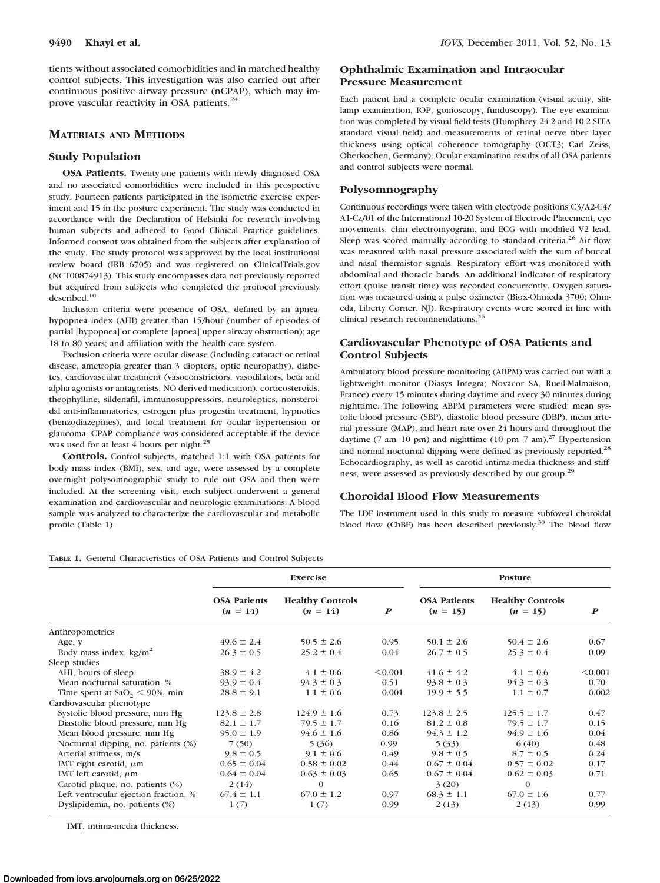tients without associated comorbidities and in matched healthy control subjects. This investigation was also carried out after continuous positive airway pressure (nCPAP), which may improve vascular reactivity in OSA patients.[24]

## Materials and Methods

### Study Population

**OSA Patients.** Twenty-one patients with newly diagnosed OSA and no associated comorbidities were included in this prospective study. Fourteen patients participated in the isometric exercise experiment and 15 in the posture experiment. The study was conducted in accordance with the Declaration of Helsinki for research involving human subjects and adhered to Good Clinical Practice guidelines. Informed consent was obtained from the subjects after explanation of the study. The study protocol was approved by the local institutional review board (IRB 6705) and was registered on ClinicalTrials.gov (NCT00874913). This study encompasses data not previously reported but acquired from subjects who completed the protocol previously described.[10]

Inclusion criteria were presence of OSA, defined by an apnea-hypopnea index (AHI) greater than 15/hour (number of episodes of partial [hypopnea] or complete [apnea] upper airway obstruction); age 18 to 80 years; and affiliation with the health care system.

Exclusion criteria were ocular disease (including cataract or retinal disease, ametropia greater than 3 diopters, optic neuropathy), diabetes, cardiovascular treatment (vasoconstrictors, vasodilators, beta and alpha agonists or antagonists, NO-derived medication), corticosteroids, theophylline, sildenafil, immunosuppressors, neuroleptics, nonsteroidal anti-inflammatories, estrogen plus progestin treatment, hypnotics (benzodiazepines), and local treatment for ocular hypertension or glaucoma. CPAP compliance was considered acceptable if the device was used for at least 4 hours per night.[25]

**Controls.** Control subjects, matched 1:1 with OSA patients for body mass index (BMI), sex, and age, were assessed by a complete overnight polysomnographic study to rule out OSA and then were included. At the screening visit, each subject underwent a general examination and cardiovascular and neurologic examinations. A blood sample was analyzed to characterize the cardiovascular and metabolic profile (Table 1).

### Ophthalmic Examination and Intraocular Pressure Measurement

Each patient had a complete ocular examination (visual acuity, slit-lamp examination, IOP, gonioscopy, funduscopy). The eye examination was completed by visual field tests (Humphrey 24-2 and 10-2 SITA standard visual field) and measurements of retinal nerve fiber layer thickness using optical coherence tomography (OCT3; Carl Zeiss, Oberkochen, Germany). Ocular examination results of all OSA patients and control subjects were normal.

### Polysomnography

Continuous recordings were taken with electrode positions C3/A2-C4/A1-Cz/01 of the International 10-20 System of Electrode Placement, eye movements, chin electromyogram, and ECG with modified V2 lead. Sleep was scored manually according to standard criteria.[26] Air flow was measured with nasal pressure associated with the sum of buccal and nasal thermistor signals. Respiratory effort was monitored with abdominal and thoracic bands. An additional indicator of respiratory effort (pulse transit time) was recorded concurrently. Oxygen saturation was measured using a pulse oximeter (Biox-Ohmeda 3700; Ohmeda, Liberty Corner, NJ). Respiratory events were scored in line with clinical research recommendations.[26]

### Cardiovascular Phenotype of OSA Patients and Control Subjects

Ambulatory blood pressure monitoring (ABPM) was carried out with a lightweight monitor (Diasys Integra; Novacor SA, Rueil-Malmaison, France) every 15 minutes during daytime and every 30 minutes during nighttime. The following ABPM parameters were studied: mean systolic blood pressure (SBP), diastolic blood pressure (DBP), mean arterial pressure (MAP), and heart rate over 24 hours and throughout the daytime (7 am–10 pm) and nighttime (10 pm–7 am).[27] Hypertension and normal nocturnal dipping were defined as previously reported.[28] Echocardiography, as well as carotid intima-media thickness and stiffness, were assessed as previously described by our group.[29]

### Choroidal Blood Flow Measurements

The LDF instrument used in this study to measure subfoveal choroidal blood flow (ChBF) has been described previously.[30] The blood flow

**Table 1.** General Characteristics of OSA Patients and Control Subjects

| | Exercise | | | Posture | | |
|---|---|---|---|---|---|---|
| | OSA Patients ($n$ = 14) | Healthy Controls ($n$ = 14) | $P$ | OSA Patients ($n$ = 15) | Healthy Controls ($n$ = 15) | $P$ |
| Anthropometrics | | | | | | |
| Age, y | 49.6 ± 2.4 | 50.5 ± 2.6 | 0.95 | 50.1 ± 2.6 | 50.4 ± 2.6 | 0.67 |
| Body mass index, kg/m$^2$ | 26.3 ± 0.5 | 25.2 ± 0.4 | 0.04 | 26.7 ± 0.5 | 25.3 ± 0.4 | 0.09 |
| Sleep studies | | | | | | |
| AHI, hours of sleep | 38.9 ± 4.2 | 4.1 ± 0.6 | <0.001 | 41.6 ± 4.2 | 4.1 ± 0.6 | <0.001 |
| Mean nocturnal saturation, % | 93.9 ± 0.4 | 94.3 ± 0.3 | 0.51 | 93.8 ± 0.3 | 94.3 ± 0.3 | 0.70 |
| Time spent at $SaO_2$ < 90%, min | 28.8 ± 9.1 | 1.1 ± 0.6 | 0.001 | 19.9 ± 5.5 | 1.1 ± 0.7 | 0.002 |
| Cardiovascular phenotype | | | | | | |
| Systolic blood pressure, mm Hg | 123.8 ± 2.8 | 124.9 ± 1.6 | 0.73 | 123.8 ± 2.5 | 125.5 ± 1.7 | 0.47 |
| Diastolic blood pressure, mm Hg | 82.1 ± 1.7 | 79.5 ± 1.7 | 0.16 | 81.2 ± 0.8 | 79.5 ± 1.7 | 0.15 |
| Mean blood pressure, mm Hg | 95.0 ± 1.9 | 94.6 ± 1.6 | 0.86 | 94.3 ± 1.2 | 94.9 ± 1.6 | 0.04 |
| Nocturnal dipping, no. patients (%) | 7 (50) | 5 (36) | 0.99 | 5 (33) | 6 (40) | 0.48 |
| Arterial stiffness, m/s | 9.8 ± 0.5 | 9.1 ± 0.6 | 0.49 | 9.8 ± 0.5 | 8.7 ± 0.5 | 0.24 |
| IMT right carotid, μm | 0.65 ± 0.04 | 0.58 ± 0.02 | 0.44 | 0.67 ± 0.04 | 0.57 ± 0.02 | 0.17 |
| IMT left carotid, μm | 0.64 ± 0.04 | 0.63 ± 0.03 | 0.65 | 0.67 ± 0.04 | 0.62 ± 0.03 | 0.71 |
| Carotid plaque, no. patients (%) | 2 (14) | 0 | | 3 (20) | 0 | |
| Left ventricular ejection fraction, % | 67.4 ± 1.1 | 67.0 ± 1.2 | 0.97 | 68.3 ± 1.1 | 67.0 ± 1.6 | 0.77 |
| Dyslipidemia, no. patients (%) | 1 (7) | 1 (7) | 0.99 | 2 (13) | 2 (13) | 0.99 |

IMT, intima-media thickness.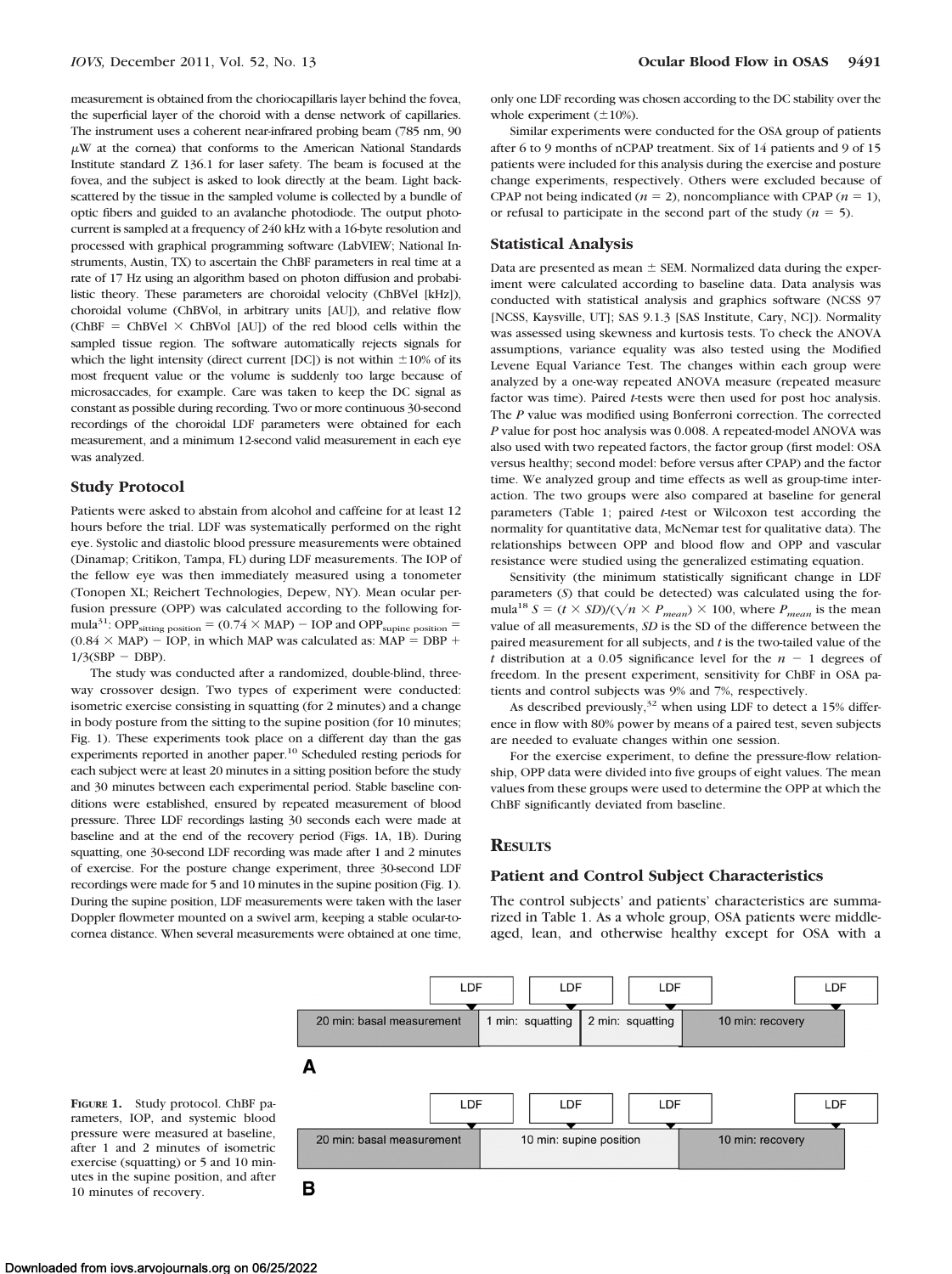measurement is obtained from the choriocapillaris layer behind the fovea, the superficial layer of the choroid with a dense network of capillaries. The instrument uses a coherent near-infrared probing beam (785 nm, 90 $\mu$W at the cornea) that conforms to the American National Standards Institute standard Z 136.1 for laser safety. The beam is focused at the fovea, and the subject is asked to look directly at the beam. Light backscattered by the tissue in the sampled volume is collected by a bundle of optic fibers and guided to an avalanche photodiode. The output photocurrent is sampled at a frequency of 240 kHz with a 16-byte resolution and processed with graphical programming software (LabVIEW; National Instruments, Austin, TX) to ascertain the ChBF parameters in real time at a rate of 17 Hz using an algorithm based on photon diffusion and probabilistic theory. These parameters are choroidal velocity (ChBVel [kHz]), choroidal volume (ChBVol, in arbitrary units [AU]), and relative flow (ChBF = ChBVel × ChBVol [AU]) of the red blood cells within the sampled tissue region. The software automatically rejects signals for which the light intensity (direct current [DC]) is not within ±10% of its most frequent value or the volume is suddenly too large because of microsaccades, for example. Care was taken to keep the DC signal as constant as possible during recording. Two or more continuous 30-second recordings of the choroidal LDF parameters were obtained for each measurement, and a minimum 12-second valid measurement in each eye was analyzed.

### Study Protocol

Patients were asked to abstain from alcohol and caffeine for at least 12 hours before the trial. LDF was systematically performed on the right eye. Systolic and diastolic blood pressure measurements were obtained (Dinamap; Critikon, Tampa, FL) during LDF measurements. The IOP of the fellow eye was then immediately measured using a tonometer (Tonopen XL; Reichert Technologies, Depew, NY). Mean ocular perfusion pressure (OPP) was calculated according to the following formula[31]: $OPP_{sitting\ position} = (0.74 \times MAP) - IOP$ and $OPP_{supine\ position} = (0.84 \times MAP) - IOP$, in which MAP was calculated as: $MAP = DBP + 1/3(SBP - DBP)$.

The study was conducted after a randomized, double-blind, three-way crossover design. Two types of experiment were conducted: isometric exercise consisting in squatting (for 2 minutes) and a change in body posture from the sitting to the supine position (for 10 minutes; Fig. 1). These experiments took place on a different day than the gas experiments reported in another paper.[10] Scheduled resting periods for each subject were at least 20 minutes in a sitting position before the study and 30 minutes between each experimental period. Stable baseline conditions were established, ensured by repeated measurement of blood pressure. Three LDF recordings lasting 30 seconds each were made at baseline and at the end of the recovery period (Figs. 1A, 1B). During squatting, one 30-second LDF recording was made after 1 and 2 minutes of exercise. For the posture change experiment, three 30-second LDF recordings were made for 5 and 10 minutes in the supine position (Fig. 1). During the supine position, LDF measurements were taken with the laser Doppler flowmeter mounted on a swivel arm, keeping a stable ocular-to-cornea distance. When several measurements were obtained at one time, only one LDF recording was chosen according to the DC stability over the whole experiment (±10%).

Similar experiments were conducted for the OSA group of patients after 6 to 9 months of nCPAP treatment. Six of 14 patients and 9 of 15 patients were included for this analysis during the exercise and posture change experiments, respectively. Others were excluded because of CPAP not being indicated ($n = 2$), noncompliance with CPAP ($n = 1$), or refusal to participate in the second part of the study ($n = 5$).

### Statistical Analysis

Data are presented as mean ± SEM. Normalized data during the experiment were calculated according to baseline data. Data analysis was conducted with statistical analysis and graphics software (NCSS 97 [NCSS, Kaysville, UT]; SAS 9.1.3 [SAS Institute, Cary, NC]). Normality was assessed using skewness and kurtosis tests. To check the ANOVA assumptions, variance equality was also tested using the Modified Levene Equal Variance Test. The changes within each group were analyzed by a one-way repeated ANOVA measure (repeated measure factor was time). Paired $t$-tests were then used for post hoc analysis. The $P$ value was modified using Bonferroni correction. The corrected $P$ value for post hoc analysis was 0.008. A repeated-model ANOVA was also used with two repeated factors, the factor group (first model: OSA versus healthy; second model: before versus after CPAP) and the factor time. We analyzed group and time effects as well as group-time interaction. The two groups were also compared at baseline for general parameters (Table 1; paired $t$-test or Wilcoxon test according the normality for quantitative data, McNemar test for qualitative data). The relationships between OPP and blood flow and OPP and vascular resistance were studied using the generalized estimating equation.

Sensitivity (the minimum statistically significant change in LDF parameters ($S$) that could be detected) was calculated using the formula[18] $S = (t \times SD)/(\sqrt{n} \times P_{mean}) \times 100$, where $P_{mean}$ is the mean value of all measurements, $SD$ is the SD of the difference between the paired measurement for all subjects, and $t$ is the two-tailed value of the $t$ distribution at a 0.05 significance level for the $n - 1$ degrees of freedom. In the present experiment, sensitivity for ChBF in OSA patients and control subjects was 9% and 7%, respectively.

As described previously,[32] when using LDF to detect a 15% difference in flow with 80% power by means of a paired test, seven subjects are needed to evaluate changes within one session.

For the exercise experiment, to define the pressure-flow relationship, OPP data were divided into five groups of eight values. The mean values from these groups were used to determine the OPP at which the ChBF significantly deviated from baseline.

## Results

### Patient and Control Subject Characteristics

The control subjects' and patients' characteristics are summarized in Table 1. As a whole group, OSA patients were middle-aged, lean, and otherwise healthy except for OSA with a

| | LDF | LDF | LDF | LDF |
|---|---|---|---|---|
| **A** | 20 min: basal measurement | 1 min: squatting | 2 min: squatting | 10 min: recovery |

| | LDF | LDF | LDF | LDF |
|---|---|---|---|---|
| **B** | 20 min: basal measurement | 10 min: supine position | | 10 min: recovery |

**Figure 1.** Study protocol. ChBF parameters, IOP, and systemic blood pressure were measured at baseline, after 1 and 2 minutes of isometric exercise (squatting) or 5 and 10 minutes in the supine position, and after 10 minutes of recovery.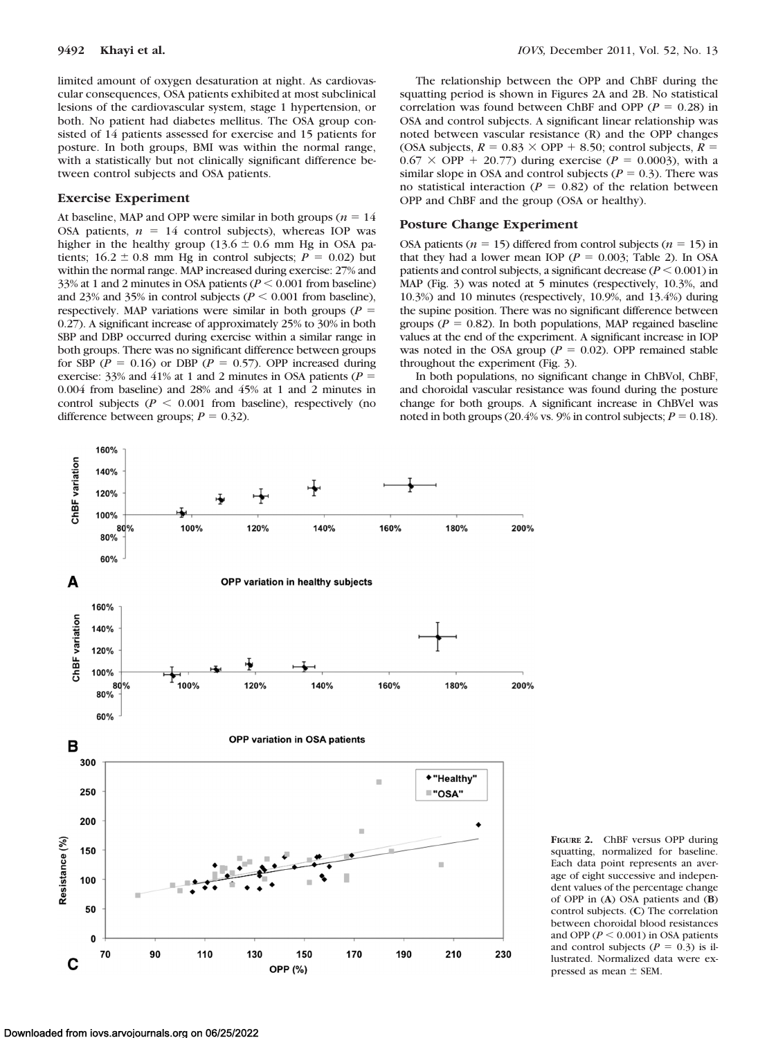limited amount of oxygen desaturation at night. As cardiovascular consequences, OSA patients exhibited at most subclinical lesions of the cardiovascular system, stage 1 hypertension, or both. No patient had diabetes mellitus. The OSA group consisted of 14 patients assessed for exercise and 15 patients for posture. In both groups, BMI was within the normal range, with a statistically but not clinically significant difference between control subjects and OSA patients.

### Exercise Experiment

At baseline, MAP and OPP were similar in both groups ($n = 14$ OSA patients, $n = 14$ control subjects), whereas IOP was higher in the healthy group (13.6 ± 0.6 mm Hg in OSA patients; 16.2 ± 0.8 mm Hg in control subjects; $P = 0.02$) but within the normal range. MAP increased during exercise: 27% and 33% at 1 and 2 minutes in OSA patients ($P < 0.001$ from baseline) and 23% and 35% in control subjects ($P < 0.001$ from baseline), respectively. MAP variations were similar in both groups ($P = 0.27$). A significant increase of approximately 25% to 30% in both SBP and DBP occurred during exercise within a similar range in both groups. There was no significant difference between groups for SBP ($P = 0.16$) or DBP ($P = 0.57$). OPP increased during exercise: 33% and 41% at 1 and 2 minutes in OSA patients ($P = 0.004$ from baseline) and 28% and 45% at 1 and 2 minutes in control subjects ($P < 0.001$ from baseline), respectively (no difference between groups; $P = 0.32$).

The relationship between the OPP and ChBF during the squatting period is shown in Figures 2A and 2B. No statistical correlation was found between ChBF and OPP ($P = 0.28$) in OSA and control subjects. A significant linear relationship was noted between vascular resistance (R) and the OPP changes (OSA subjects, $R = 0.83 \times \text{OPP} + 8.50$; control subjects, $R = 0.67 \times \text{OPP} + 20.77$) during exercise ($P = 0.0003$), with a similar slope in OSA and control subjects ($P = 0.3$). There was no statistical interaction ($P = 0.82$) of the relation between OPP and ChBF and the group (OSA or healthy).

### Posture Change Experiment

OSA patients ($n = 15$) differed from control subjects ($n = 15$) in that they had a lower mean IOP ($P = 0.003$; Table 2). In OSA patients and control subjects, a significant decrease ($P < 0.001$) in MAP (Fig. 3) was noted at 5 minutes (respectively, 10.3%, and 10.3%) and 10 minutes (respectively, 10.9%, and 13.4%) during the supine position. There was no significant difference between groups ($P = 0.82$). In both populations, MAP regained baseline values at the end of the experiment. A significant increase in IOP was noted in the OSA group ($P = 0.02$). OPP remained stable throughout the experiment (Fig. 3).

In both populations, no significant change in ChBVol, ChBF, and choroidal vascular resistance was found during the posture change for both groups. A significant increase in ChBVel was noted in both groups (20.4% vs. 9% in control subjects; $P = 0.18$).

**Figure 2.** ChBF versus OPP during squatting, normalized for baseline. Each data point represents an average of eight successive and independent values of the percentage change of OPP in (**A**) OSA patients and (**B**) control subjects. (**C**) The correlation between choroidal blood resistances and OPP ($P < 0.001$) in OSA patients and control subjects ($P = 0.3$) is illustrated. Normalized data were expressed as mean ± SEM.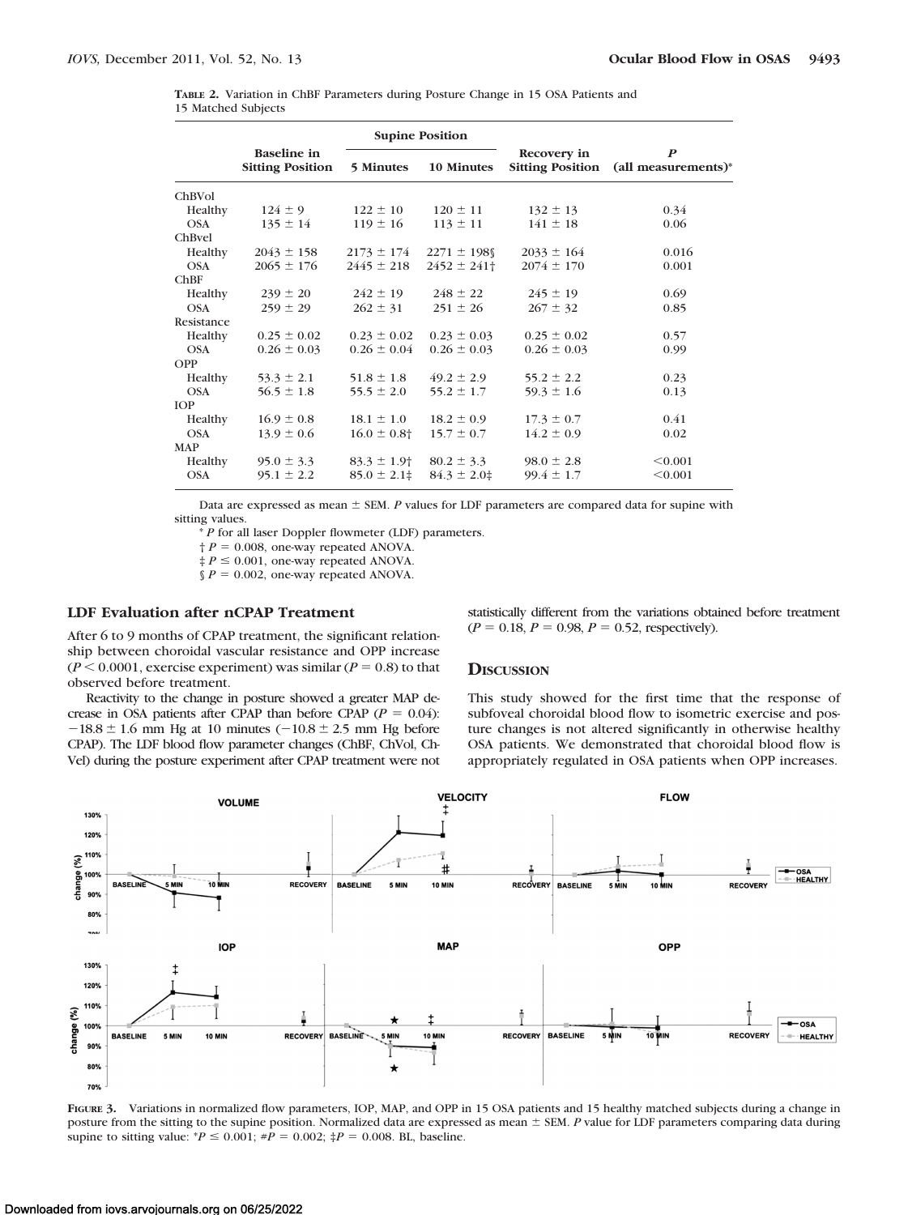**Table 2.** Variation in ChBF Parameters during Posture Change in 15 OSA Patients and 15 Matched Subjects

| | Baseline in Sitting Position | Supine Position | | Recovery in Sitting Position | *P* (all measurements)* |
|---|---|---|---|---|---|
| | | 5 Minutes | 10 Minutes | | |
| ChBVol | | | | | |
| Healthy | 124 ± 9 | 122 ± 10 | 120 ± 11 | 132 ± 13 | 0.34 |
| OSA | 135 ± 14 | 119 ± 16 | 113 ± 11 | 141 ± 18 | 0.06 |
| ChBvel | | | | | |
| Healthy | 2043 ± 158 | 2173 ± 174 | 2271 ± 198§ | 2033 ± 164 | 0.016 |
| OSA | 2065 ± 176 | 2445 ± 218 | 2452 ± 241† | 2074 ± 170 | 0.001 |
| ChBF | | | | | |
| Healthy | 239 ± 20 | 242 ± 19 | 248 ± 22 | 245 ± 19 | 0.69 |
| OSA | 259 ± 29 | 262 ± 31 | 251 ± 26 | 267 ± 32 | 0.85 |
| Resistance | | | | | |
| Healthy | 0.25 ± 0.02 | 0.23 ± 0.02 | 0.23 ± 0.03 | 0.25 ± 0.02 | 0.57 |
| OSA | 0.26 ± 0.03 | 0.26 ± 0.04 | 0.26 ± 0.03 | 0.26 ± 0.03 | 0.99 |
| OPP | | | | | |
| Healthy | 53.3 ± 2.1 | 51.8 ± 1.8 | 49.2 ± 2.9 | 55.2 ± 2.2 | 0.23 |
| OSA | 56.5 ± 1.8 | 55.5 ± 2.0 | 55.2 ± 1.7 | 59.3 ± 1.6 | 0.13 |
| IOP | | | | | |
| Healthy | 16.9 ± 0.8 | 18.1 ± 1.0 | 18.2 ± 0.9 | 17.3 ± 0.7 | 0.41 |
| OSA | 13.9 ± 0.6 | 16.0 ± 0.8† | 15.7 ± 0.7 | 14.2 ± 0.9 | 0.02 |
| MAP | | | | | |
| Healthy | 95.0 ± 3.3 | 83.3 ± 1.9† | 80.2 ± 3.3 | 98.0 ± 2.8 | <0.001 |
| OSA | 95.1 ± 2.2 | 85.0 ± 2.1‡ | 84.3 ± 2.0‡ | 99.4 ± 1.7 | <0.001 |

Data are expressed as mean ± SEM. *P* values for LDF parameters are compared data for supine with sitting values.

\* *P* for all laser Doppler flowmeter (LDF) parameters.

† $P = 0.008$, one-way repeated ANOVA.

‡ $P \leq 0.001$, one-way repeated ANOVA.

§ $P = 0.002$, one-way repeated ANOVA.

## LDF Evaluation after nCPAP Treatment

After 6 to 9 months of CPAP treatment, the significant relationship between choroidal vascular resistance and OPP increase ($P < 0.0001$, exercise experiment) was similar ($P = 0.8$) to that observed before treatment.

Reactivity to the change in posture showed a greater MAP decrease in OSA patients after CPAP than before CPAP ($P = 0.04$): $-18.8 \pm 1.6$ mm Hg at 10 minutes ($-10.8 \pm 2.5$ mm Hg before CPAP). The LDF blood flow parameter changes (ChBF, ChVol, ChVel) during the posture experiment after CPAP treatment were not statistically different from the variations obtained before treatment ($P = 0.18$, $P = 0.98$, $P = 0.52$, respectively).

## Discussion

This study showed for the first time that the response of subfoveal choroidal blood flow to isometric exercise and posture changes is not altered significantly in otherwise healthy OSA patients. We demonstrated that choroidal blood flow is appropriately regulated in OSA patients when OPP increases.

**Figure 3.** Variations in normalized flow parameters, IOP, MAP, and OPP in 15 OSA patients and 15 healthy matched subjects during a change in posture from the sitting to the supine position. Normalized data are expressed as mean ± SEM. *P* value for LDF parameters comparing data during supine to sitting value: \*$P \leq 0.001$; #$P = 0.002$; ‡$P = 0.008$. BL, baseline.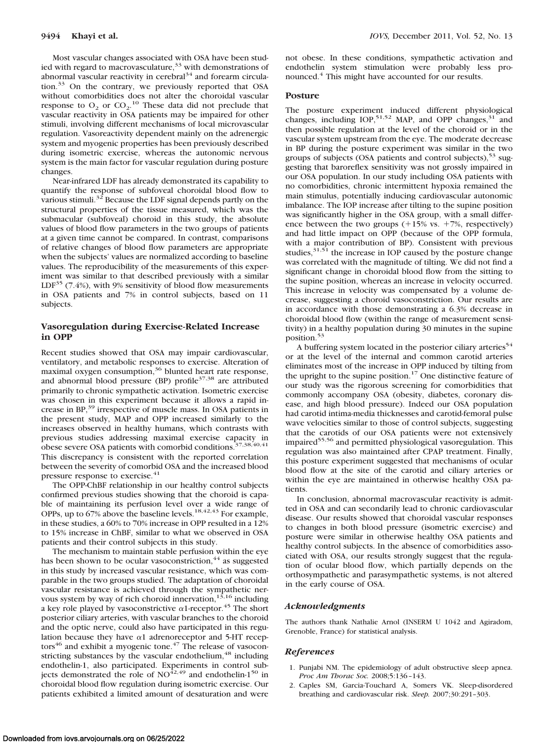Most vascular changes associated with OSA have been studied with regard to macrovasculature,[33] with demonstrations of abnormal vascular reactivity in cerebral[34] and forearm circulation.[33] On the contrary, we previously reported that OSA without comorbidities does not alter the choroidal vascular response to $O_2$ or $CO_2$.[10] These data did not preclude that vascular reactivity in OSA patients may be impaired for other stimuli, involving different mechanisms of local microvascular regulation. Vasoreactivity dependent mainly on the adrenergic system and myogenic properties has been previously described during isometric exercise, whereas the autonomic nervous system is the main factor for vascular regulation during posture changes.

Near-infrared LDF has already demonstrated its capability to quantify the response of subfoveal choroidal blood flow to various stimuli.[32] Because the LDF signal depends partly on the structural properties of the tissue measured, which was the submacular (subfoveal) choroid in this study, the absolute values of blood flow parameters in the two groups of patients at a given time cannot be compared. In contrast, comparisons of relative changes of blood flow parameters are appropriate when the subjects' values are normalized according to baseline values. The reproducibility of the measurements of this experiment was similar to that described previously with a similar LDF[35] (7.4%), with 9% sensitivity of blood flow measurements in OSA patients and 7% in control subjects, based on 11 subjects.

## Vasoregulation during Exercise-Related Increase in OPP

Recent studies showed that OSA may impair cardiovascular, ventilatory, and metabolic responses to exercise. Alteration of maximal oxygen consumption,[36] blunted heart rate response, and abnormal blood pressure (BP) profile[37,38] are attributed primarily to chronic sympathetic activation. Isometric exercise was chosen in this experiment because it allows a rapid increase in BP,[39] irrespective of muscle mass. In OSA patients in the present study, MAP and OPP increased similarly to the increases observed in healthy humans, which contrasts with previous studies addressing maximal exercise capacity in obese severe OSA patients with comorbid conditions.[37,38,40,41] This discrepancy is consistent with the reported correlation between the severity of comorbid OSA and the increased blood pressure response to exercise.[41]

The OPP-ChBF relationship in our healthy control subjects confirmed previous studies showing that the choroid is capable of maintaining its perfusion level over a wide range of OPPs, up to 67% above the baseline levels.[18,42,43] For example, in these studies, a 60% to 70% increase in OPP resulted in a 12% to 15% increase in ChBF, similar to what we observed in OSA patients and their control subjects in this study.

The mechanism to maintain stable perfusion within the eye has been shown to be ocular vasoconstriction,[44] as suggested in this study by increased vascular resistance, which was comparable in the two groups studied. The adaptation of choroidal vascular resistance is achieved through the sympathetic nervous system by way of rich choroid innervation,[13,16] including a key role played by vasoconstrictive $\alpha 1$-receptor.[45] The short posterior ciliary arteries, with vascular branches to the choroid and the optic nerve, could also have participated in this regulation because they have $\alpha 1$ adrenoreceptor and 5-HT receptors[46] and exhibit a myogenic tone.[47] The release of vasoconstricting substances by the vascular endothelium,[48] including endothelin-1, also participated. Experiments in control subjects demonstrated the role of NO[42,49] and endothelin-1[50] in choroidal blood flow regulation during isometric exercise. Our patients exhibited a limited amount of desaturation and were not obese. In these conditions, sympathetic activation and endothelin system stimulation were probably less pronounced.[4] This might have accounted for our results.

## Posture

The posture experiment induced different physiological changes, including IOP,[51,52] MAP, and OPP changes,[31] and then possible regulation at the level of the choroid or in the vascular system upstream from the eye. The moderate decrease in BP during the posture experiment was similar in the two groups of subjects (OSA patients and control subjects),[53] suggesting that baroreflex sensitivity was not grossly impaired in our OSA population. In our study including OSA patients with no comorbidities, chronic intermittent hypoxia remained the main stimulus, potentially inducing cardiovascular autonomic imbalance. The IOP increase after tilting to the supine position was significantly higher in the OSA group, with a small difference between the two groups (+15% vs. +7%, respectively) and had little impact on OPP (because of the OPP formula, with a major contribution of BP). Consistent with previous studies,[31,51] the increase in IOP caused by the posture change was correlated with the magnitude of tilting. We did not find a significant change in choroidal blood flow from the sitting to the supine position, whereas an increase in velocity occurred. This increase in velocity was compensated by a volume decrease, suggesting a choroid vasoconstriction. Our results are in accordance with those demonstrating a 6.3% decrease in choroidal blood flow (within the range of measurement sensitivity) in a healthy population during 30 minutes in the supine position.[53]

A buffering system located in the posterior ciliary arteries[54] or at the level of the internal and common carotid arteries eliminates most of the increase in OPP induced by tilting from the upright to the supine position.[17] One distinctive feature of our study was the rigorous screening for comorbidities that commonly accompany OSA (obesity, diabetes, coronary disease, and high blood pressure). Indeed our OSA population had carotid intima-media thicknesses and carotid-femoral pulse wave velocities similar to those of control subjects, suggesting that the carotids of our OSA patients were not extensively impaired[55,56] and permitted physiological vasoregulation. This regulation was also maintained after CPAP treatment. Finally, this posture experiment suggested that mechanisms of ocular blood flow at the site of the carotid and ciliary arteries or within the eye are maintained in otherwise healthy OSA patients.

In conclusion, abnormal macrovascular reactivity is admitted in OSA and can secondarily lead to chronic cardiovascular disease. Our results showed that choroidal vascular responses to changes in both blood pressure (isometric exercise) and posture were similar in otherwise healthy OSA patients and healthy control subjects. In the absence of comorbidities associated with OSA, our results strongly suggest that the regulation of ocular blood flow, which partially depends on the orthosympathetic and parasympathetic systems, is not altered in the early course of OSA.

### *Acknowledgments*

The authors thank Nathalie Arnol (INSERM U 1042 and Agiradom, Grenoble, France) for statistical analysis.

### *References*

1. Punjabi NM. The epidemiology of adult obstructive sleep apnea. *Proc Am Thorac Soc.* 2008;5:136–143.
2. Caples SM, Garcia-Touchard A, Somers VK. Sleep-disordered breathing and cardiovascular risk. *Sleep.* 2007;30:291–303.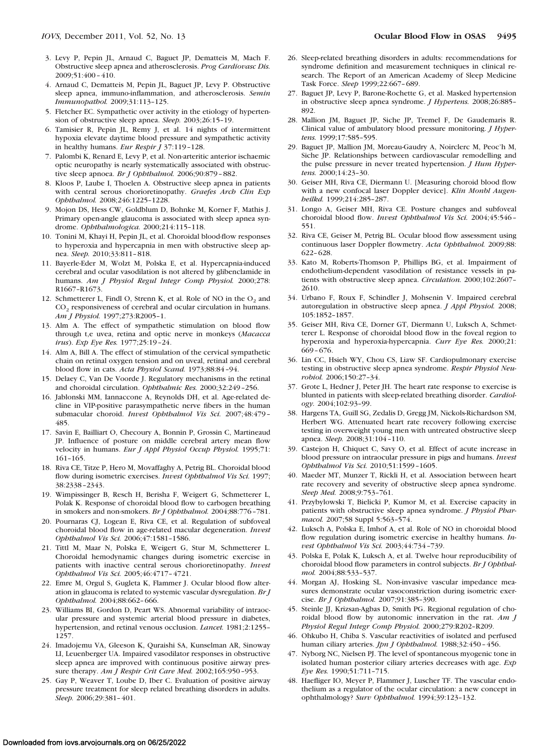3. Levy P, Pepin JL, Arnaud C, Baguet JP, Dematteis M, Mach F. Obstructive sleep apnea and atherosclerosis. *Prog Cardiovasc Dis.* 2009;51:400–410.
4. Arnaud C, Dematteis M, Pepin JL, Baguet JP, Levy P. Obstructive sleep apnea, immuno-inflammation, and atherosclerosis. *Semin Immunopathol.* 2009;31:113–125.
5. Fletcher EC. Sympathetic over activity in the etiology of hypertension of obstructive sleep apnea. *Sleep.* 2003;26:15–19.
6. Tamisier R, Pepin JL, Remy J, et al. 14 nights of intermittent hypoxia elevate daytime blood pressure and sympathetic activity in healthy humans. *Eur Respir J* 37:119–128.
7. Palombi K, Renard E, Levy P, et al. Non-arteritic anterior ischaemic optic neuropathy is nearly systematically associated with obstructive sleep apnoea. *Br J Ophthalmol.* 2006;90:879–882.
8. Kloos P, Laube I, Thoelen A. Obstructive sleep apnea in patients with central serous chorioretinopathy. *Graefes Arch Clin Exp Ophthalmol.* 2008;246:1225–1228.
9. Mojon DS, Hess CW, Goldblum D, Bohnke M, Korner F, Mathis J. Primary open-angle glaucoma is associated with sleep apnea syndrome. *Ophthalmologica.* 2000;214:115–118.
10. Tonini M, Khayi H, Pepin JL, et al. Choroidal blood-flow responses to hyperoxia and hypercapnia in men with obstructive sleep apnea. *Sleep.* 2010;33:811–818.
11. Bayerle-Eder M, Wolzt M, Polska E, et al. Hypercapnia-induced cerebral and ocular vasodilation is not altered by glibenclamide in humans. *Am J Physiol Regul Integr Comp Physiol.* 2000;278: R1667–R1673.
12. Schmetterer L, Findl O, Strenn K, et al. Role of NO in the $O_2$ and $CO_2$ responsiveness of cerebral and ocular circulation in humans. *Am J Physiol.* 1997;273:R2005–1.
13. Alm A. The effect of sympathetic stimulation on blood flow through t,e uvea, retina and optic nerve in monkeys (*Macacca irus*). *Exp Eye Res.* 1977;25:19–24.
14. Alm A, Bill A. The effect of stimulation of the cervical sympathetic chain on retinal oxygen tension and on uveal, retinal and cerebral blood flow in cats. *Acta Physiol Scand.* 1973;88:84–94.
15. Delaey C, Van De Voorde J. Regulatory mechanisms in the retinal and choroidal circulation. *Ophthalmic Res.* 2000;32:249–256.
16. Jablonski MM, Iannaccone A, Reynolds DH, et al. Age-related decline in VIP-positive parasympathetic nerve fibers in the human submacular choroid. *Invest Ophthalmol Vis Sci.* 2007;48:479–485.
17. Savin E, Bailliart O, Checoury A, Bonnin P, Grossin C, Martineaud JP. Influence of posture on middle cerebral artery mean flow velocity in humans. *Eur J Appl Physiol Occup Physiol.* 1995;71: 161–165.
18. Riva CE, Titze P, Hero M, Movaffaghy A, Petrig BL. Choroidal blood flow during isometric exercises. *Invest Ophthalmol Vis Sci.* 1997; 38:2338–2343.
19. Wimpissinger B, Resch H, Berisha F, Weigert G, Schmetterer L, Polak K. Response of choroidal blood flow to carbogen breathing in smokers and non-smokers. *Br J Ophthalmol.* 2004;88:776–781.
20. Pournaras CJ, Logean E, Riva CE, et al. Regulation of subfoveal choroidal blood flow in age-related macular degeneration. *Invest Ophthalmol Vis Sci.* 2006;47:1581–1586.
21. Tittl M, Maar N, Polska E, Weigert G, Stur M, Schmetterer L. Choroidal hemodynamic changes during isometric exercise in patients with inactive central serous chorioretinopathy. *Invest Ophthalmol Vis Sci.* 2005;46:4717–4721.
22. Emre M, Orgul S, Gugleta K, Flammer J. Ocular blood flow alteration in glaucoma is related to systemic vascular dysregulation. *Br J Ophthalmol.* 2004;88:662–666.
23. Williams BI, Gordon D, Peart WS. Abnormal variability of intraocular pressure and systemic arterial blood pressure in diabetes, hypertension, and retinal venous occlusion. *Lancet.* 1981;2:1255–1257.
24. Imadojemu VA, Gleeson K, Quraishi SA, Kunselman AR, Sinoway LI, Leuenberger UA. Impaired vasodilator responses in obstructive sleep apnea are improved with continuous positive airway pressure therapy. *Am J Respir Crit Care Med.* 2002;165:950–953.
25. Gay P, Weaver T, Loube D, Iber C. Evaluation of positive airway pressure treatment for sleep related breathing disorders in adults. *Sleep.* 2006;29:381–401.
26. Sleep-related breathing disorders in adults: recommendations for syndrome definition and measurement techniques in clinical research. The Report of an American Academy of Sleep Medicine Task Force. *Sleep* 1999;22:667–689.
27. Baguet JP, Levy P, Barone-Rochette G, et al. Masked hypertension in obstructive sleep apnea syndrome. *J Hypertens.* 2008;26:885–892.
28. Mallion JM, Baguet JP, Siche JP, Tremel F, De Gaudemaris R. Clinical value of ambulatory blood pressure monitoring. *J Hypertens.* 1999;17:585–595.
29. Baguet JP, Mallion JM, Moreau-Gaudry A, Noirclerc M, Peoc'h M, Siche JP. Relationships between cardiovascular remodelling and the pulse pressure in never treated hypertension. *J Hum Hypertens.* 2000;14:23–30.
30. Geiser MH, Riva CE, Diermann U. [Measuring choroid blood flow with a new confocal laser Doppler device]. *Klin Monbl Augenheilkd.* 1999;214:285–287.
31. Longo A, Geiser MH, Riva CE. Posture changes and subfoveal choroidal blood flow. *Invest Ophthalmol Vis Sci.* 2004;45:546–551.
32. Riva CE, Geiser M, Petrig BL. Ocular blood flow assessment using continuous laser Doppler flowmetry. *Acta Ophthalmol.* 2009;88: 622–628.
33. Kato M, Roberts-Thomson P, Phillips BG, et al. Impairment of endothelium-dependent vasodilation of resistance vessels in patients with obstructive sleep apnea. *Circulation.* 2000;102:2607–2610.
34. Urbano F, Roux F, Schindler J, Mohsenin V. Impaired cerebral autoregulation in obstructive sleep apnea. *J Appl Physiol.* 2008; 105:1852–1857.
35. Geiser MH, Riva CE, Dorner GT, Diermann U, Luksch A, Schmetterer L. Response of choroidal blood flow in the foveal region to hyperoxia and hyperoxia-hypercapnia. *Curr Eye Res.* 2000;21: 669–676.
36. Lin CC, Hsieh WY, Chou CS, Liaw SF. Cardiopulmonary exercise testing in obstructive sleep apnea syndrome. *Respir Physiol Neurobiol.* 2006;150:27–34.
37. Grote L, Hedner J, Peter JH. The heart rate response to exercise is blunted in patients with sleep-related breathing disorder. *Cardiology.* 2004;102:93–99.
38. Hargens TA, Guill SG, Zedalis D, Gregg JM, Nickols-Richardson SM, Herbert WG. Attenuated heart rate recovery following exercise testing in overweight young men with untreated obstructive sleep apnea. *Sleep.* 2008;31:104–110.
39. Castejon H, Chiquet C, Savy O, et al. Effect of acute increase in blood pressure on intraocular pressure in pigs and humans. *Invest Ophthalmol Vis Sci.* 2010;51:1599–1605.
40. Maeder MT, Munzer T, Rickli H, et al. Association between heart rate recovery and severity of obstructive sleep apnea syndrome. *Sleep Med.* 2008;9:753–761.
41. Przybylowski T, Bielicki P, Kumor M, et al. Exercise capacity in patients with obstructive sleep apnea syndrome. *J Physiol Pharmacol.* 2007;58 Suppl 5:563–574.
42. Luksch A, Polska E, Imhof A, et al. Role of NO in choroidal blood flow regulation during isometric exercise in healthy humans. *Invest Ophthalmol Vis Sci.* 2003;44:734–739.
43. Polska E, Polak K, Luksch A, et al. Twelve hour reproducibility of choroidal blood flow parameters in control subjects. *Br J Ophthalmol.* 2004;88:533–537.
44. Morgan AJ, Hosking SL. Non-invasive vascular impedance measures demonstrate ocular vasoconstriction during isometric exercise. *Br J Ophthalmol.* 2007;91:385–390.
45. Steinle JJ, Krizsan-Agbas D, Smith PG. Regional regulation of choroidal blood flow by autonomic innervation in the rat. *Am J Physiol Regul Integr Comp Physiol.* 2000;279:R202–R209.
46. Ohkubo H, Chiba S. Vascular reactivities of isolated and perfused human ciliary arteries. *Jpn J Ophthalmol.* 1988;32:450–456.
47. Nyborg NC, Nielsen PJ. The level of spontaneous myogenic tone in isolated human posterior ciliary arteries decreases with age. *Exp Eye Res.* 1990;51:711–715.
48. Haefliger IO, Meyer P, Flammer J, Luscher TF. The vascular endothelium as a regulator of the ocular circulation: a new concept in ophthalmology? *Surv Ophthalmol.* 1994;39:123–132.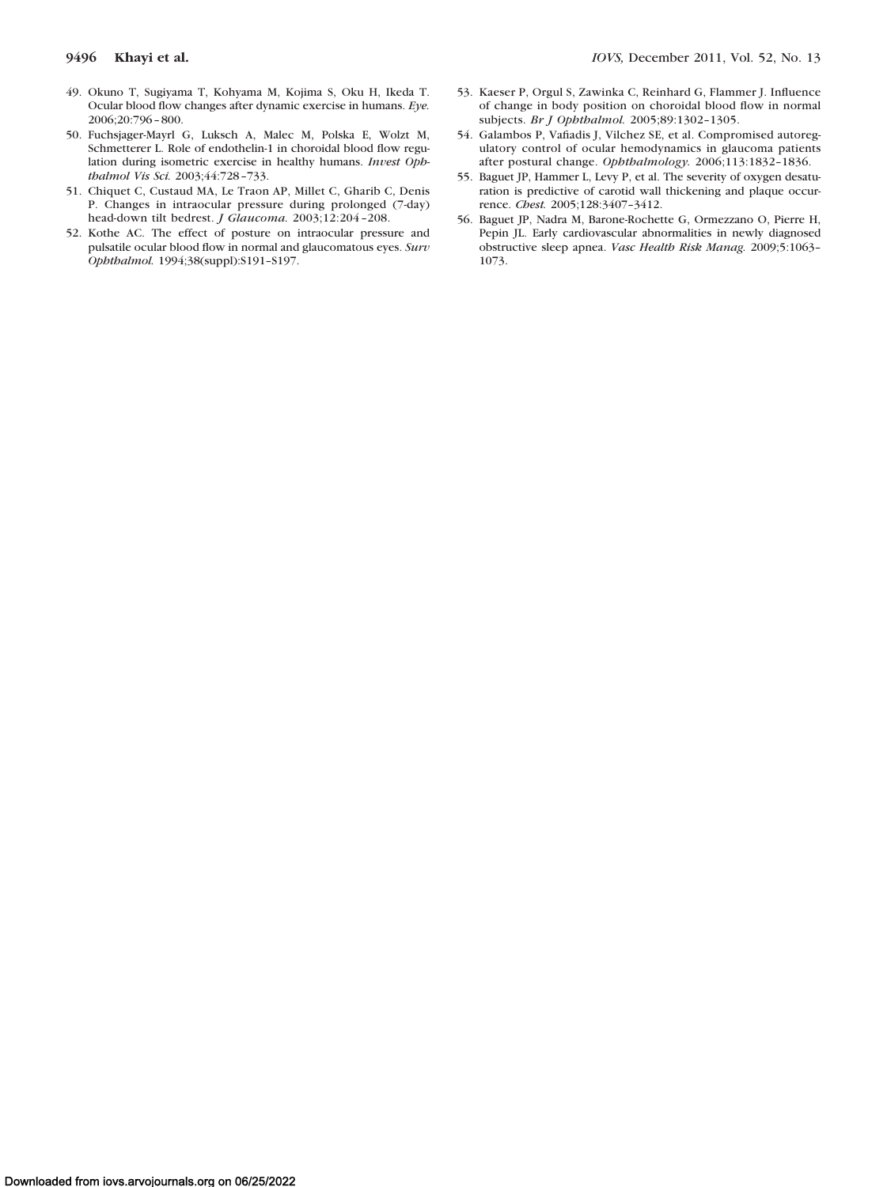49. Okuno T, Sugiyama T, Kohyama M, Kojima S, Oku H, Ikeda T. Ocular blood flow changes after dynamic exercise in humans. *Eye.* 2006;20:796–800.
50. Fuchsjager-Mayrl G, Luksch A, Malec M, Polska E, Wolzt M, Schmetterer L. Role of endothelin-1 in choroidal blood flow regulation during isometric exercise in healthy humans. *Invest Ophthalmol Vis Sci.* 2003;44:728–733.
51. Chiquet C, Custaud MA, Le Traon AP, Millet C, Gharib C, Denis P. Changes in intraocular pressure during prolonged (7-day) head-down tilt bedrest. *J Glaucoma.* 2003;12:204–208.
52. Kothe AC. The effect of posture on intraocular pressure and pulsatile ocular blood flow in normal and glaucomatous eyes. *Surv Ophthalmol.* 1994;38(suppl):S191–S197.
53. Kaeser P, Orgul S, Zawinka C, Reinhard G, Flammer J. Influence of change in body position on choroidal blood flow in normal subjects. *Br J Ophthalmol.* 2005;89:1302–1305.
54. Galambos P, Vafiadis J, Vilchez SE, et al. Compromised autoregulatory control of ocular hemodynamics in glaucoma patients after postural change. *Ophthalmology.* 2006;113:1832–1836.
55. Baguet JP, Hammer L, Levy P, et al. The severity of oxygen desaturation is predictive of carotid wall thickening and plaque occurrence. *Chest.* 2005;128:3407–3412.
56. Baguet JP, Nadra M, Barone-Rochette G, Ormezzano O, Pierre H, Pepin JL. Early cardiovascular abnormalities in newly diagnosed obstructive sleep apnea. *Vasc Health Risk Manag.* 2009;5:1063–1073.